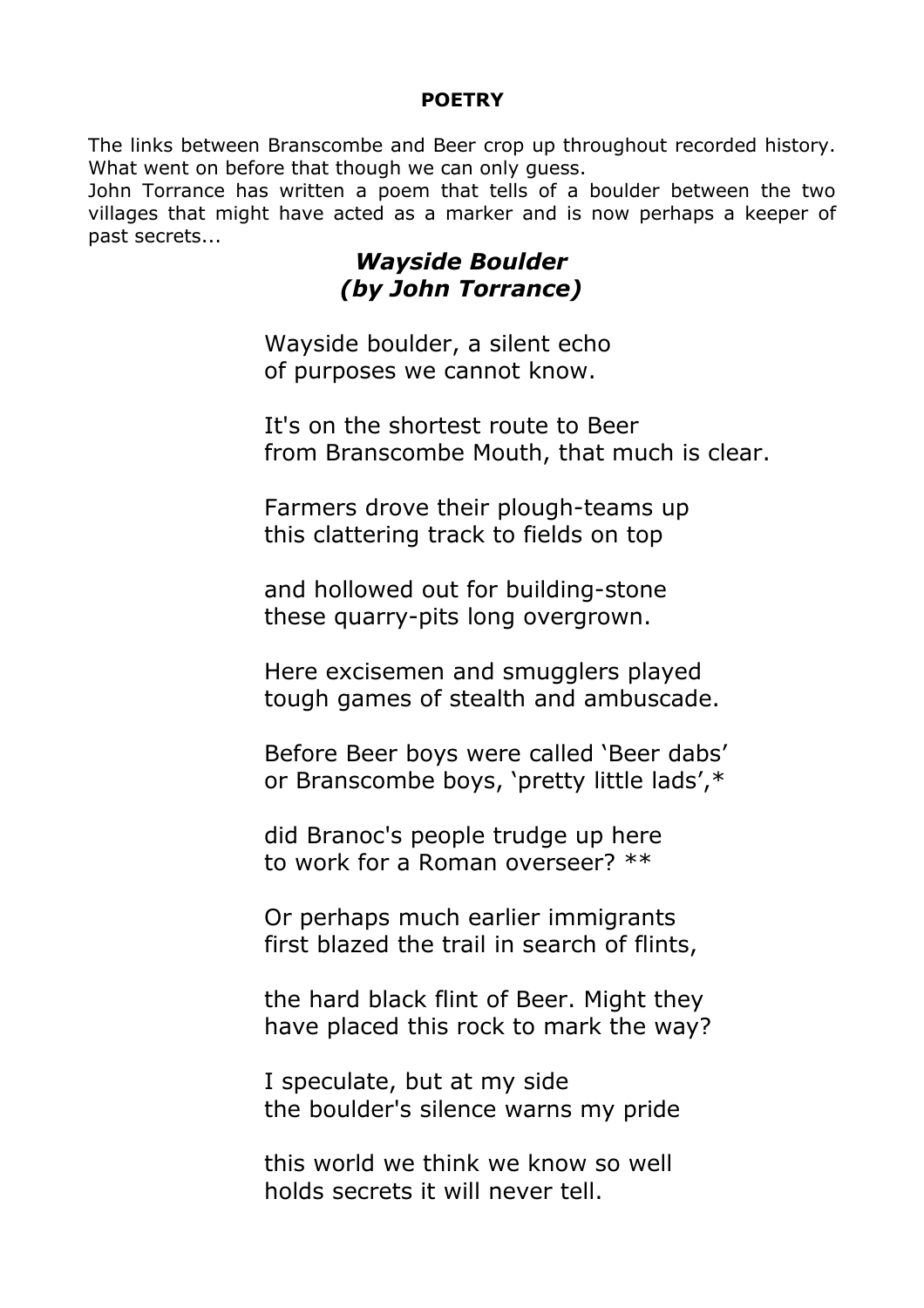**POETRY**

The links between Branscombe and Beer crop up throughout recorded history. What went on before that though we can only guess.
John Torrance has written a poem that tells of a boulder between the two villages that might have acted as a marker and is now perhaps a keeper of past secrets...

## *Wayside Boulder (by John Torrance)*

Wayside boulder, a silent echo
of purposes we cannot know.

It's on the shortest route to Beer
from Branscombe Mouth, that much is clear.

Farmers drove their plough-teams up
this clattering track to fields on top

and hollowed out for building-stone
these quarry-pits long overgrown.

Here excisemen and smugglers played
tough games of stealth and ambuscade.

Before Beer boys were called 'Beer dabs'
or Branscombe boys, 'pretty little lads',*

did Branoc's people trudge up here
to work for a Roman overseer? **

Or perhaps much earlier immigrants
first blazed the trail in search of flints,

the hard black flint of Beer. Might they
have placed this rock to mark the way?

I speculate, but at my side
the boulder's silence warns my pride

this world we think we know so well
holds secrets it will never tell.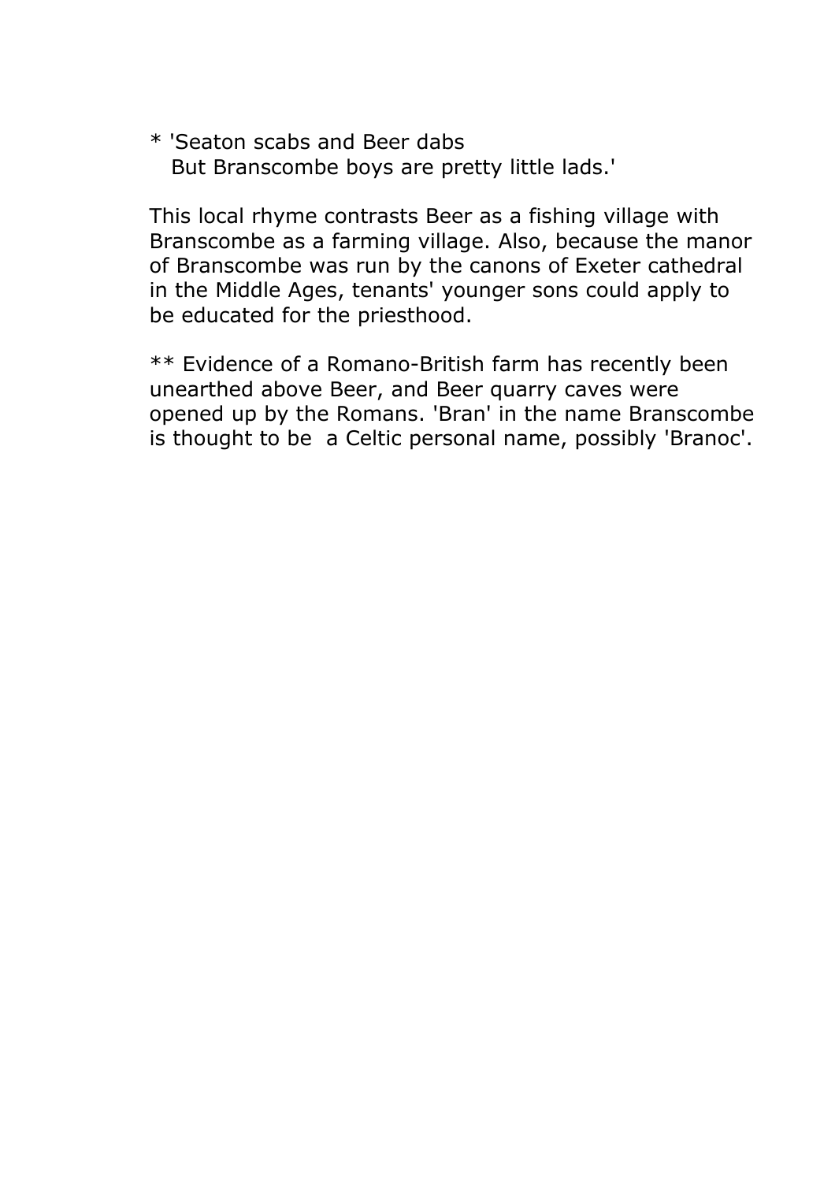* 'Seaton scabs and Beer dabs
But Branscombe boys are pretty little lads.'

This local rhyme contrasts Beer as a fishing village with Branscombe as a farming village. Also, because the manor of Branscombe was run by the canons of Exeter cathedral in the Middle Ages, tenants' younger sons could apply to be educated for the priesthood.

** Evidence of a Romano-British farm has recently been unearthed above Beer, and Beer quarry caves were opened up by the Romans. 'Bran' in the name Branscombe is thought to be a Celtic personal name, possibly 'Branoc'.